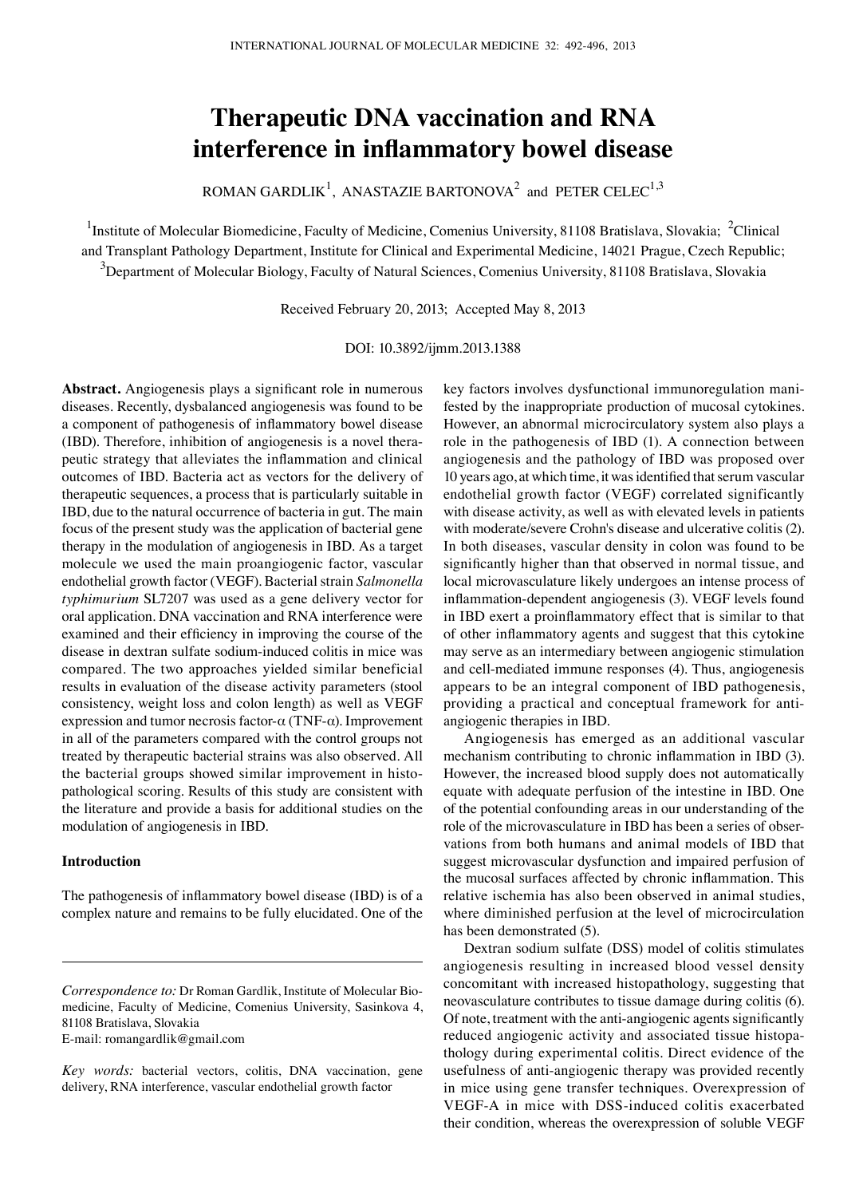# Therapeutic DNA vaccination and RNA interference in inflammatory bowel disease

ROMAN GARDLIK[1], ANASTAZIE BARTONOVA[2] and PETER CELEC[1,3]

[1]Institute of Molecular Biomedicine, Faculty of Medicine, Comenius University, 81108 Bratislava, Slovakia; [2]Clinical and Transplant Pathology Department, Institute for Clinical and Experimental Medicine, 14021 Prague, Czech Republic; [3]Department of Molecular Biology, Faculty of Natural Sciences, Comenius University, 81108 Bratislava, Slovakia

Received February 20, 2013; Accepted May 8, 2013

DOI: 10.3892/ijmm.2013.1388

**Abstract.** Angiogenesis plays a significant role in numerous diseases. Recently, dysbalanced angiogenesis was found to be a component of pathogenesis of inflammatory bowel disease (IBD). Therefore, inhibition of angiogenesis is a novel therapeutic strategy that alleviates the inflammation and clinical outcomes of IBD. Bacteria act as vectors for the delivery of therapeutic sequences, a process that is particularly suitable in IBD, due to the natural occurrence of bacteria in gut. The main focus of the present study was the application of bacterial gene therapy in the modulation of angiogenesis in IBD. As a target molecule we used the main proangiogenic factor, vascular endothelial growth factor (VEGF). Bacterial strain *Salmonella typhimurium* SL7207 was used as a gene delivery vector for oral application. DNA vaccination and RNA interference were examined and their efficiency in improving the course of the disease in dextran sulfate sodium-induced colitis in mice was compared. The two approaches yielded similar beneficial results in evaluation of the disease activity parameters (stool consistency, weight loss and colon length) as well as VEGF expression and tumor necrosis factor-α (TNF-α). Improvement in all of the parameters compared with the control groups not treated by therapeutic bacterial strains was also observed. All the bacterial groups showed similar improvement in histopathological scoring. Results of this study are consistent with the literature and provide a basis for additional studies on the modulation of angiogenesis in IBD.

## Introduction

The pathogenesis of inflammatory bowel disease (IBD) is of a complex nature and remains to be fully elucidated. One of the key factors involves dysfunctional immunoregulation manifested by the inappropriate production of mucosal cytokines. However, an abnormal microcirculatory system also plays a role in the pathogenesis of IBD (1). A connection between angiogenesis and the pathology of IBD was proposed over 10 years ago, at which time, it was identified that serum vascular endothelial growth factor (VEGF) correlated significantly with disease activity, as well as with elevated levels in patients with moderate/severe Crohn's disease and ulcerative colitis (2). In both diseases, vascular density in colon was found to be significantly higher than that observed in normal tissue, and local microvasculature likely undergoes an intense process of inflammation-dependent angiogenesis (3). VEGF levels found in IBD exert a proinflammatory effect that is similar to that of other inflammatory agents and suggest that this cytokine may serve as an intermediary between angiogenic stimulation and cell-mediated immune responses (4). Thus, angiogenesis appears to be an integral component of IBD pathogenesis, providing a practical and conceptual framework for anti-angiogenic therapies in IBD.

Angiogenesis has emerged as an additional vascular mechanism contributing to chronic inflammation in IBD (3). However, the increased blood supply does not automatically equate with adequate perfusion of the intestine in IBD. One of the potential confounding areas in our understanding of the role of the microvasculature in IBD has been a series of observations from both humans and animal models of IBD that suggest microvascular dysfunction and impaired perfusion of the mucosal surfaces affected by chronic inflammation. This relative ischemia has also been observed in animal studies, where diminished perfusion at the level of microcirculation has been demonstrated (5).

Dextran sodium sulfate (DSS) model of colitis stimulates angiogenesis resulting in increased blood vessel density concomitant with increased histopathology, suggesting that neovasculature contributes to tissue damage during colitis (6). Of note, treatment with the anti-angiogenic agents significantly reduced angiogenic activity and associated tissue histopathology during experimental colitis. Direct evidence of the usefulness of anti-angiogenic therapy was provided recently in mice using gene transfer techniques. Overexpression of VEGF-A in mice with DSS-induced colitis exacerbated their condition, whereas the overexpression of soluble VEGF

*Correspondence to:* Dr Roman Gardlik, Institute of Molecular Biomedicine, Faculty of Medicine, Comenius University, Sasinkova 4, 81108 Bratislava, Slovakia
E-mail: romangardlik@gmail.com

*Key words:* bacterial vectors, colitis, DNA vaccination, gene delivery, RNA interference, vascular endothelial growth factor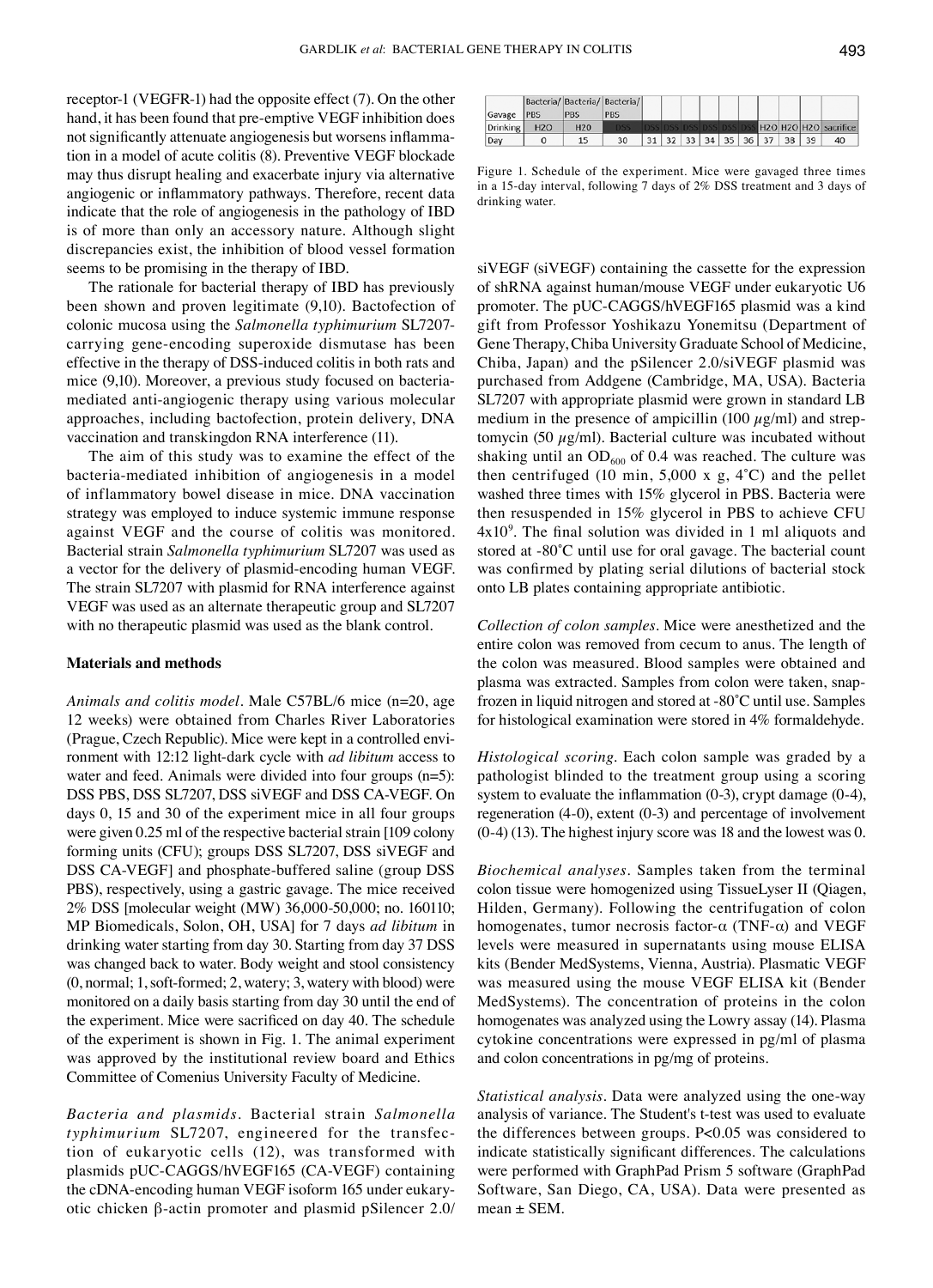receptor-1 (VEGFR-1) had the opposite effect (7). On the other hand, it has been found that pre-emptive VEGF inhibition does not significantly attenuate angiogenesis but worsens inflammation in a model of acute colitis (8). Preventive VEGF blockade may thus disrupt healing and exacerbate injury via alternative angiogenic or inflammatory pathways. Therefore, recent data indicate that the role of angiogenesis in the pathology of IBD is of more than only an accessory nature. Although slight discrepancies exist, the inhibition of blood vessel formation seems to be promising in the therapy of IBD.

The rationale for bacterial therapy of IBD has previously been shown and proven legitimate (9,10). Bactofection of colonic mucosa using the *Salmonella typhimurium* SL7207-carrying gene-encoding superoxide dismutase has been effective in the therapy of DSS-induced colitis in both rats and mice (9,10). Moreover, a previous study focused on bacteria-mediated anti-angiogenic therapy using various molecular approaches, including bactofection, protein delivery, DNA vaccination and transkingdon RNA interference (11).

The aim of this study was to examine the effect of the bacteria-mediated inhibition of angiogenesis in a model of inflammatory bowel disease in mice. DNA vaccination strategy was employed to induce systemic immune response against VEGF and the course of colitis was monitored. Bacterial strain *Salmonella typhimurium* SL7207 was used as a vector for the delivery of plasmid-encoding human VEGF. The strain SL7207 with plasmid for RNA interference against VEGF was used as an alternate therapeutic group and SL7207 with no therapeutic plasmid was used as the blank control.

## Materials and methods

*Animals and colitis model*. Male C57BL/6 mice (n=20, age 12 weeks) were obtained from Charles River Laboratories (Prague, Czech Republic). Mice were kept in a controlled environment with 12:12 light-dark cycle with *ad libitum* access to water and feed. Animals were divided into four groups (n=5): DSS PBS, DSS SL7207, DSS siVEGF and DSS CA-VEGF. On days 0, 15 and 30 of the experiment mice in all four groups were given 0.25 ml of the respective bacterial strain [109 colony forming units (CFU); groups DSS SL7207, DSS siVEGF and DSS CA-VEGF] and phosphate-buffered saline (group DSS PBS), respectively, using a gastric gavage. The mice received 2% DSS [molecular weight (MW) 36,000-50,000; no. 160110; MP Biomedicals, Solon, OH, USA] for 7 days *ad libitum* in drinking water starting from day 30. Starting from day 37 DSS was changed back to water. Body weight and stool consistency (0, normal; 1, soft-formed; 2, watery; 3, watery with blood) were monitored on a daily basis starting from day 30 until the end of the experiment. Mice were sacrificed on day 40. The schedule of the experiment is shown in Fig. 1. The animal experiment was approved by the institutional review board and Ethics Committee of Comenius University Faculty of Medicine.

*Bacteria and plasmids*. Bacterial strain *Salmonella typhimurium* SL7207, engineered for the transfection of eukaryotic cells (12), was transformed with plasmids pUC-CAGGS/hVEGF165 (CA-VEGF) containing the cDNA-encoding human VEGF isoform 165 under eukaryotic chicken β-actin promoter and plasmid pSilencer 2.0/siVEGF (siVEGF) containing the cassette for the expression of shRNA against human/mouse VEGF under eukaryotic U6 promoter. The pUC-CAGGS/hVEGF165 plasmid was a kind gift from Professor Yoshikazu Yonemitsu (Department of Gene Therapy, Chiba University Graduate School of Medicine, Chiba, Japan) and the pSilencer 2.0/siVEGF plasmid was purchased from Addgene (Cambridge, MA, USA). Bacteria SL7207 with appropriate plasmid were grown in standard LB medium in the presence of ampicillin (100 $\mu$g/ml) and streptomycin (50 $\mu$g/ml). Bacterial culture was incubated without shaking until an $OD_{600}$ of 0.4 was reached. The culture was then centrifuged (10 min, 5,000 x g, 4˚C) and the pellet washed three times with 15% glycerol in PBS. Bacteria were then resuspended in 15% glycerol in PBS to achieve CFU $4x10^9$. The final solution was divided in 1 ml aliquots and stored at -80˚C until use for oral gavage. The bacterial count was confirmed by plating serial dilutions of bacterial stock onto LB plates containing appropriate antibiotic.

| Gavage | Bacteria/ PBS | Bacteria/ PBS | Bacteria/ PBS | | | | | | | | | | |
|---|---|---|---|---|---|---|---|---|---|---|---|---|---|
| Drinking | H2O | H2O | DSS | DSS | DSS | DSS | DSS | DSS | DSS | H2O | H2O | H2O | Sacrifice |
| Day | 0 | 15 | 30 | 31 | 32 | 33 | 34 | 35 | 36 | 37 | 38 | 39 | 40 |

Figure 1. Schedule of the experiment. Mice were gavaged three times in a 15-day interval, following 7 days of 2% DSS treatment and 3 days of drinking water.

*Collection of colon samples*. Mice were anesthetized and the entire colon was removed from cecum to anus. The length of the colon was measured. Blood samples were obtained and plasma was extracted. Samples from colon were taken, snap-frozen in liquid nitrogen and stored at -80˚C until use. Samples for histological examination were stored in 4% formaldehyde.

*Histological scoring*. Each colon sample was graded by a pathologist blinded to the treatment group using a scoring system to evaluate the inflammation (0-3), crypt damage (0-4), regeneration (4-0), extent (0-3) and percentage of involvement (0-4) (13). The highest injury score was 18 and the lowest was 0.

*Biochemical analyses*. Samples taken from the terminal colon tissue were homogenized using TissueLyser II (Qiagen, Hilden, Germany). Following the centrifugation of colon homogenates, tumor necrosis factor-α (TNF-α) and VEGF levels were measured in supernatants using mouse ELISA kits (Bender MedSystems, Vienna, Austria). Plasmatic VEGF was measured using the mouse VEGF ELISA kit (Bender MedSystems). The concentration of proteins in the colon homogenates was analyzed using the Lowry assay (14). Plasma cytokine concentrations were expressed in pg/ml of plasma and colon concentrations in pg/mg of proteins.

*Statistical analysis*. Data were analyzed using the one-way analysis of variance. The Student's t-test was used to evaluate the differences between groups. P<0.05 was considered to indicate statistically significant differences. The calculations were performed with GraphPad Prism 5 software (GraphPad Software, San Diego, CA, USA). Data were presented as mean ± SEM.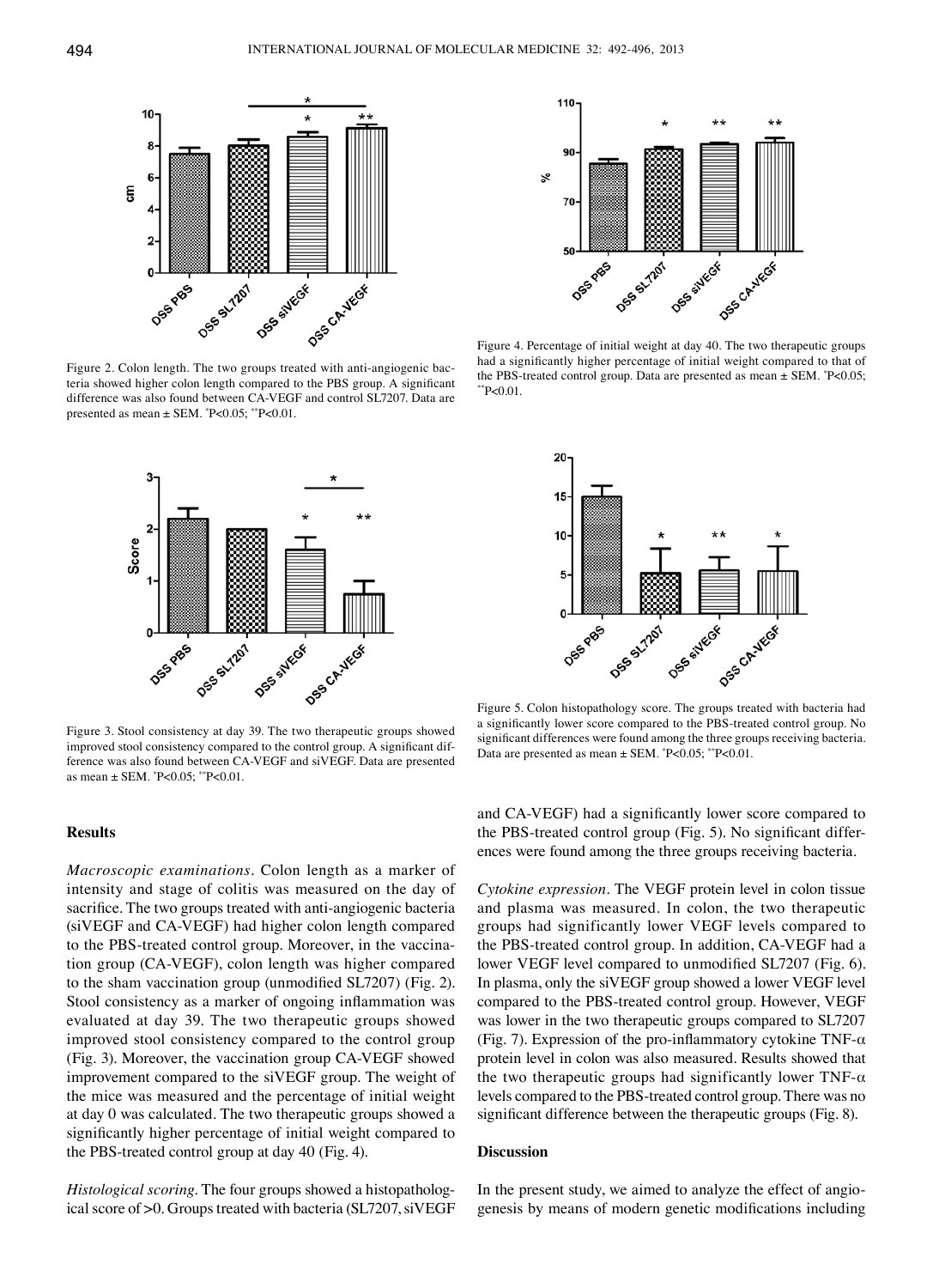Figure 2. Colon length. The two groups treated with anti-angiogenic bacteria showed higher colon length compared to the PBS group. A significant difference was also found between CA-VEGF and control SL7207. Data are presented as mean ± SEM. *P<0.05; **P<0.01.

Figure 4. Percentage of initial weight at day 40. The two therapeutic groups had a significantly higher percentage of initial weight compared to that of the PBS-treated control group. Data are presented as mean ± SEM. *P<0.05; **P<0.01.

Figure 3. Stool consistency at day 39. The two therapeutic groups showed improved stool consistency compared to the control group. A significant difference was also found between CA-VEGF and siVEGF. Data are presented as mean ± SEM. *P<0.05; **P<0.01.

Figure 5. Colon histopathology score. The groups treated with bacteria had a significantly lower score compared to the PBS-treated control group. No significant differences were found among the three groups receiving bacteria. Data are presented as mean ± SEM. *P<0.05; **P<0.01.

## Results

*Macroscopic examinations.* Colon length as a marker of intensity and stage of colitis was measured on the day of sacrifice. The two groups treated with anti-angiogenic bacteria (siVEGF and CA-VEGF) had higher colon length compared to the PBS-treated control group. Moreover, in the vaccination group (CA-VEGF), colon length was higher compared to the sham vaccination group (unmodified SL7207) (Fig. 2). Stool consistency as a marker of ongoing inflammation was evaluated at day 39. The two therapeutic groups showed improved stool consistency compared to the control group (Fig. 3). Moreover, the vaccination group CA-VEGF showed improvement compared to the siVEGF group. The weight of the mice was measured and the percentage of initial weight at day 0 was calculated. The two therapeutic groups showed a significantly higher percentage of initial weight compared to the PBS-treated control group at day 40 (Fig. 4).

*Histological scoring.* The four groups showed a histopathological score of >0. Groups treated with bacteria (SL7207, siVEGF and CA-VEGF) had a significantly lower score compared to the PBS-treated control group (Fig. 5). No significant differences were found among the three groups receiving bacteria.

*Cytokine expression.* The VEGF protein level in colon tissue and plasma was measured. In colon, the two therapeutic groups had significantly lower VEGF levels compared to the PBS-treated control group. In addition, CA-VEGF had a lower VEGF level compared to unmodified SL7207 (Fig. 6). In plasma, only the siVEGF group showed a lower VEGF level compared to the PBS-treated control group. However, VEGF was lower in the two therapeutic groups compared to SL7207 (Fig. 7). Expression of the pro-inflammatory cytokine TNF-$\alpha$ protein level in colon was also measured. Results showed that the two therapeutic groups had significantly lower TNF-$\alpha$ levels compared to the PBS-treated control group. There was no significant difference between the therapeutic groups (Fig. 8).

## Discussion

In the present study, we aimed to analyze the effect of angiogenesis by means of modern genetic modifications including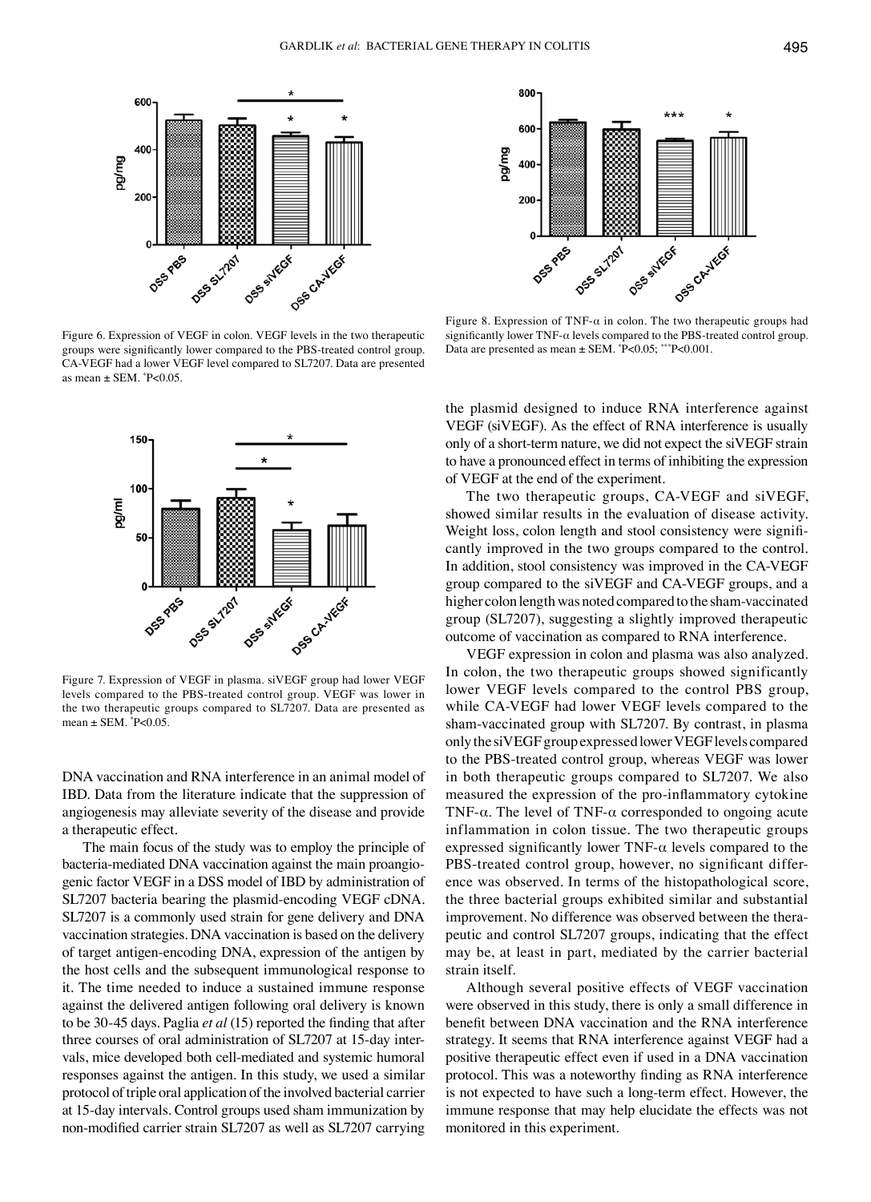600

400

200

0

pg/mg

\*

\*

\*

DSS PBS

DSS SL7207

DSS siVEGF

DSS CA-VEGF

Figure 6. Expression of VEGF in colon. VEGF levels in the two therapeutic groups were significantly lower compared to the PBS-treated control group. CA-VEGF had a lower VEGF level compared to SL7207. Data are presented as mean ± SEM. *P<0.05.

150

100

50

0

pg/ml

\*

\*

\*

DSS PBS

DSS SL7207

DSS siVEGF

DSS CA-VEGF

Figure 7. Expression of VEGF in plasma. siVEGF group had lower VEGF levels compared to the PBS-treated control group. VEGF was lower in the two therapeutic groups compared to SL7207. Data are presented as mean ± SEM. *P<0.05.

800

600

400

200

0

pg/mg

\*\*\*

\*

DSS PBS

DSS SL7207

DSS siVEGF

DSS CA-VEGF

Figure 8. Expression of TNF-α in colon. The two therapeutic groups had significantly lower TNF-α levels compared to the PBS-treated control group. Data are presented as mean ± SEM. *P<0.05; ***P<0.001.

DNA vaccination and RNA interference in an animal model of IBD. Data from the literature indicate that the suppression of angiogenesis may alleviate severity of the disease and provide a therapeutic effect.

The main focus of the study was to employ the principle of bacteria-mediated DNA vaccination against the main proangiogenic factor VEGF in a DSS model of IBD by administration of SL7207 bacteria bearing the plasmid-encoding VEGF cDNA. SL7207 is a commonly used strain for gene delivery and DNA vaccination strategies. DNA vaccination is based on the delivery of target antigen-encoding DNA, expression of the antigen by the host cells and the subsequent immunological response to it. The time needed to induce a sustained immune response against the delivered antigen following oral delivery is known to be 30-45 days. Paglia *et al* (15) reported the finding that after three courses of oral administration of SL7207 at 15-day intervals, mice developed both cell-mediated and systemic humoral responses against the antigen. In this study, we used a similar protocol of triple oral application of the involved bacterial carrier at 15-day intervals. Control groups used sham immunization by non-modified carrier strain SL7207 as well as SL7207 carrying the plasmid designed to induce RNA interference against VEGF (siVEGF). As the effect of RNA interference is usually only of a short-term nature, we did not expect the siVEGF strain to have a pronounced effect in terms of inhibiting the expression of VEGF at the end of the experiment.

The two therapeutic groups, CA-VEGF and siVEGF, showed similar results in the evaluation of disease activity. Weight loss, colon length and stool consistency were significantly improved in the two groups compared to the control. In addition, stool consistency was improved in the CA-VEGF group compared to the siVEGF and CA-VEGF groups, and a higher colon length was noted compared to the sham-vaccinated group (SL7207), suggesting a slightly improved therapeutic outcome of vaccination as compared to RNA interference.

VEGF expression in colon and plasma was also analyzed. In colon, the two therapeutic groups showed significantly lower VEGF levels compared to the control PBS group, while CA-VEGF had lower VEGF levels compared to the sham-vaccinated group with SL7207. By contrast, in plasma only the siVEGF group expressed lower VEGF levels compared to the PBS-treated control group, whereas VEGF was lower in both therapeutic groups compared to SL7207. We also measured the expression of the pro-inflammatory cytokine TNF-α. The level of TNF-α corresponded to ongoing acute inflammation in colon tissue. The two therapeutic groups expressed significantly lower TNF-α levels compared to the PBS-treated control group, however, no significant difference was observed. In terms of the histopathological score, the three bacterial groups exhibited similar and substantial improvement. No difference was observed between the therapeutic and control SL7207 groups, indicating that the effect may be, at least in part, mediated by the carrier bacterial strain itself.

Although several positive effects of VEGF vaccination were observed in this study, there is only a small difference in benefit between DNA vaccination and the RNA interference strategy. It seems that RNA interference against VEGF had a positive therapeutic effect even if used in a DNA vaccination protocol. This was a noteworthy finding as RNA interference is not expected to have such a long-term effect. However, the immune response that may help elucidate the effects was not monitored in this experiment.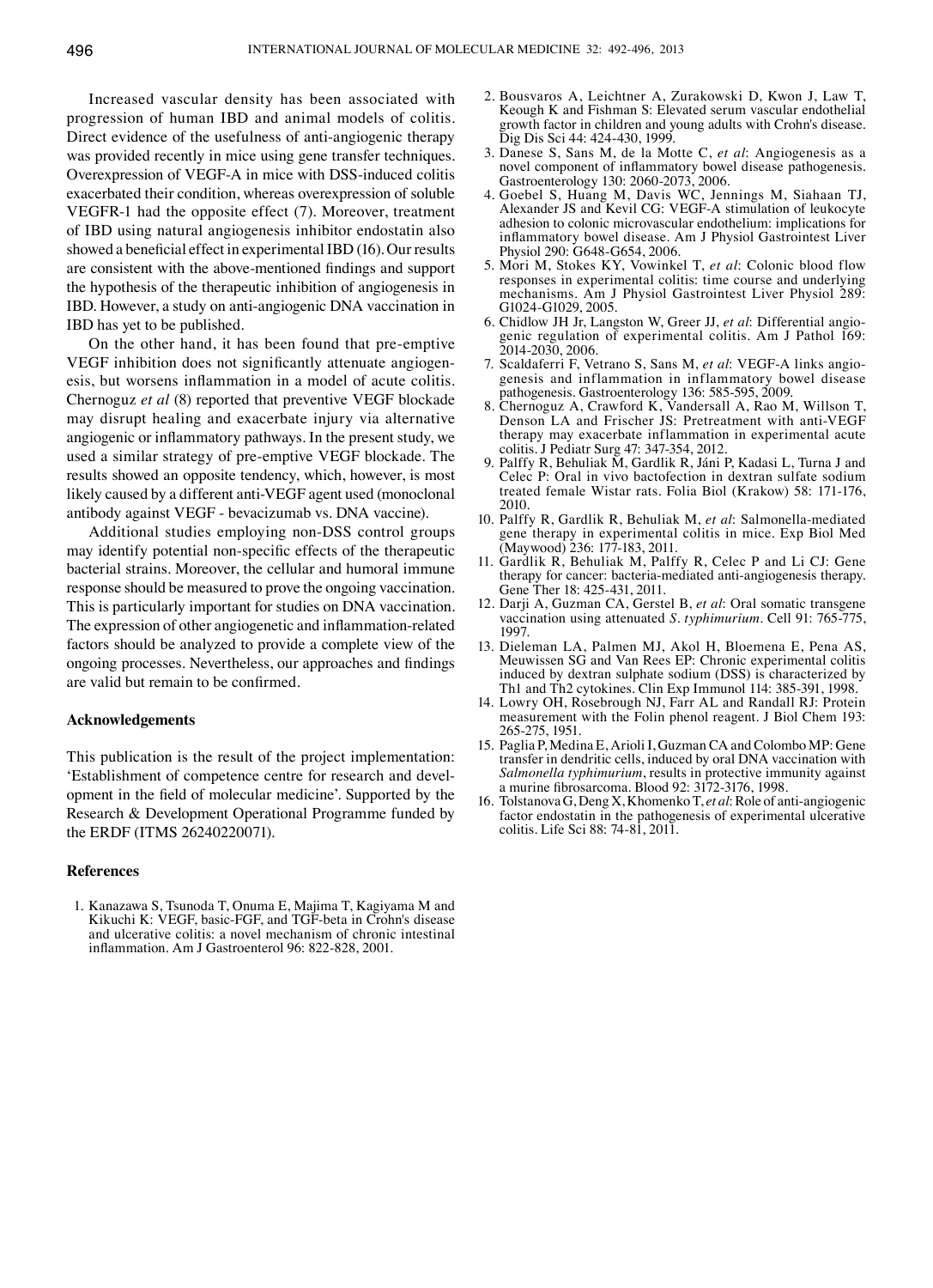Increased vascular density has been associated with progression of human IBD and animal models of colitis. Direct evidence of the usefulness of anti-angiogenic therapy was provided recently in mice using gene transfer techniques. Overexpression of VEGF-A in mice with DSS-induced colitis exacerbated their condition, whereas overexpression of soluble VEGFR-1 had the opposite effect (7). Moreover, treatment of IBD using natural angiogenesis inhibitor endostatin also showed a beneficial effect in experimental IBD (16). Our results are consistent with the above-mentioned findings and support the hypothesis of the therapeutic inhibition of angiogenesis in IBD. However, a study on anti-angiogenic DNA vaccination in IBD has yet to be published.

On the other hand, it has been found that pre-emptive VEGF inhibition does not significantly attenuate angiogenesis, but worsens inflammation in a model of acute colitis. Chernoguz *et al* (8) reported that preventive VEGF blockade may disrupt healing and exacerbate injury via alternative angiogenic or inflammatory pathways. In the present study, we used a similar strategy of pre-emptive VEGF blockade. The results showed an opposite tendency, which, however, is most likely caused by a different anti-VEGF agent used (monoclonal antibody against VEGF - bevacizumab vs. DNA vaccine).

Additional studies employing non-DSS control groups may identify potential non-specific effects of the therapeutic bacterial strains. Moreover, the cellular and humoral immune response should be measured to prove the ongoing vaccination. This is particularly important for studies on DNA vaccination. The expression of other angiogenetic and inflammation-related factors should be analyzed to provide a complete view of the ongoing processes. Nevertheless, our approaches and findings are valid but remain to be confirmed.

## Acknowledgements

This publication is the result of the project implementation: 'Establishment of competence centre for research and development in the field of molecular medicine'. Supported by the Research & Development Operational Programme funded by the ERDF (ITMS 26240220071).

## References

1. Kanazawa S, Tsunoda T, Onuma E, Majima T, Kagiyama M and Kikuchi K: VEGF, basic-FGF, and TGF-beta in Crohn's disease and ulcerative colitis: a novel mechanism of chronic intestinal inflammation. Am J Gastroenterol 96: 822-828, 2001.
2. Bousvaros A, Leichtner A, Zurakowski D, Kwon J, Law T, Keough K and Fishman S: Elevated serum vascular endothelial growth factor in children and young adults with Crohn's disease. Dig Dis Sci 44: 424-430, 1999.
3. Danese S, Sans M, de la Motte C, *et al*: Angiogenesis as a novel component of inflammatory bowel disease pathogenesis. Gastroenterology 130: 2060-2073, 2006.
4. Goebel S, Huang M, Davis WC, Jennings M, Siahaan TJ, Alexander JS and Kevil CG: VEGF-A stimulation of leukocyte adhesion to colonic microvascular endothelium: implications for inflammatory bowel disease. Am J Physiol Gastrointest Liver Physiol 290: G648-G654, 2006.
5. Mori M, Stokes KY, Vowinkel T, *et al*: Colonic blood flow responses in experimental colitis: time course and underlying mechanisms. Am J Physiol Gastrointest Liver Physiol 289: G1024-G1029, 2005.
6. Chidlow JH Jr, Langston W, Greer JJ, *et al*: Differential angiogenic regulation of experimental colitis. Am J Pathol 169: 2014-2030, 2006.
7. Scaldaferri F, Vetrano S, Sans M, *et al*: VEGF-A links angiogenesis and inflammation in inflammatory bowel disease pathogenesis. Gastroenterology 136: 585-595, 2009.
8. Chernoguz A, Crawford K, Vandersall A, Rao M, Willson T, Denson LA and Frischer JS: Pretreatment with anti-VEGF therapy may exacerbate inflammation in experimental acute colitis. J Pediatr Surg 47: 347-354, 2012.
9. Palffy R, Behuliak M, Gardlik R, Jáni P, Kadasi L, Turna J and Celec P: Oral in vivo bactofection in dextran sulfate sodium treated female Wistar rats. Folia Biol (Krakow) 58: 171-176, 2010.
10. Palffy R, Gardlik R, Behuliak M, *et al*: Salmonella-mediated gene therapy in experimental colitis in mice. Exp Biol Med (Maywood) 236: 177-183, 2011.
11. Gardlik R, Behuliak M, Palffy R, Celec P and Li CJ: Gene therapy for cancer: bacteria-mediated anti-angiogenesis therapy. Gene Ther 18: 425-431, 2011.
12. Darji A, Guzman CA, Gerstel B, *et al*: Oral somatic transgene vaccination using attenuated *S. typhimurium*. Cell 91: 765-775, 1997.
13. Dieleman LA, Palmen MJ, Akol H, Bloemena E, Pena AS, Meuwissen SG and Van Rees EP: Chronic experimental colitis induced by dextran sulphate sodium (DSS) is characterized by Th1 and Th2 cytokines. Clin Exp Immunol 114: 385-391, 1998.
14. Lowry OH, Rosebrough NJ, Farr AL and Randall RJ: Protein measurement with the Folin phenol reagent. J Biol Chem 193: 265-275, 1951.
15. Paglia P, Medina E, Arioli I, Guzman CA and Colombo MP: Gene transfer in dendritic cells, induced by oral DNA vaccination with *Salmonella typhimurium*, results in protective immunity against a murine fibrosarcoma. Blood 92: 3172-3176, 1998.
16. Tolstanova G, Deng X, Khomenko T, *et al*: Role of anti-angiogenic factor endostatin in the pathogenesis of experimental ulcerative colitis. Life Sci 88: 74-81, 2011.